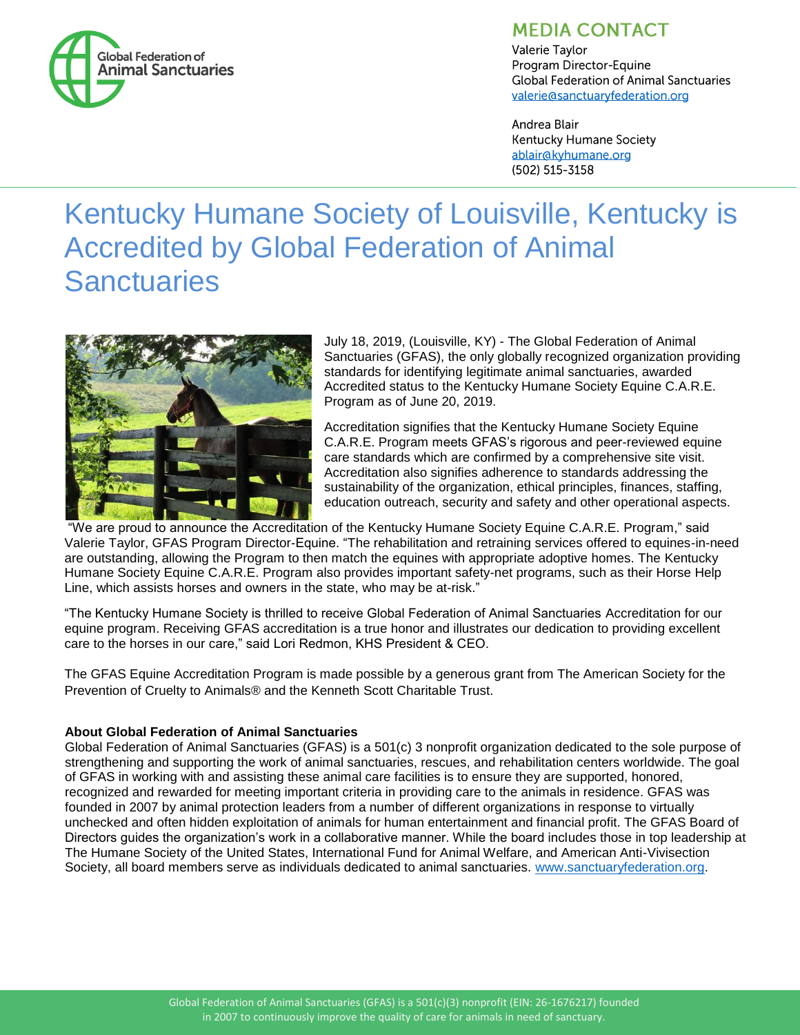Global Federation of Animal Sanctuaries

## MEDIA CONTACT

Valerie Taylor
Program Director-Equine
Global Federation of Animal Sanctuaries
valerie@sanctuaryfederation.org

Andrea Blair
Kentucky Humane Society
ablair@kyhumane.org
(502) 515-3158

# Kentucky Humane Society of Louisville, Kentucky is Accredited by Global Federation of Animal Sanctuaries

July 18, 2019, (Louisville, KY) - The Global Federation of Animal Sanctuaries (GFAS), the only globally recognized organization providing standards for identifying legitimate animal sanctuaries, awarded Accredited status to the Kentucky Humane Society Equine C.A.R.E. Program as of June 20, 2019.

Accreditation signifies that the Kentucky Humane Society Equine C.A.R.E. Program meets GFAS's rigorous and peer-reviewed equine care standards which are confirmed by a comprehensive site visit. Accreditation also signifies adherence to standards addressing the sustainability of the organization, ethical principles, finances, staffing, education outreach, security and safety and other operational aspects.

"We are proud to announce the Accreditation of the Kentucky Humane Society Equine C.A.R.E. Program," said Valerie Taylor, GFAS Program Director-Equine. "The rehabilitation and retraining services offered to equines-in-need are outstanding, allowing the Program to then match the equines with appropriate adoptive homes. The Kentucky Humane Society Equine C.A.R.E. Program also provides important safety-net programs, such as their Horse Help Line, which assists horses and owners in the state, who may be at-risk."

"The Kentucky Humane Society is thrilled to receive Global Federation of Animal Sanctuaries Accreditation for our equine program. Receiving GFAS accreditation is a true honor and illustrates our dedication to providing excellent care to the horses in our care," said Lori Redmon, KHS President & CEO.

The GFAS Equine Accreditation Program is made possible by a generous grant from The American Society for the Prevention of Cruelty to Animals® and the Kenneth Scott Charitable Trust.

**About Global Federation of Animal Sanctuaries**
Global Federation of Animal Sanctuaries (GFAS) is a 501(c) 3 nonprofit organization dedicated to the sole purpose of strengthening and supporting the work of animal sanctuaries, rescues, and rehabilitation centers worldwide. The goal of GFAS in working with and assisting these animal care facilities is to ensure they are supported, honored, recognized and rewarded for meeting important criteria in providing care to the animals in residence. GFAS was founded in 2007 by animal protection leaders from a number of different organizations in response to virtually unchecked and often hidden exploitation of animals for human entertainment and financial profit. The GFAS Board of Directors guides the organization's work in a collaborative manner. While the board includes those in top leadership at The Humane Society of the United States, International Fund for Animal Welfare, and American Anti-Vivisection Society, all board members serve as individuals dedicated to animal sanctuaries. www.sanctuaryfederation.org.

Global Federation of Animal Sanctuaries (GFAS) is a 501(c)(3) nonprofit (EIN: 26-1676217) founded in 2007 to continuously improve the quality of care for animals in need of sanctuary.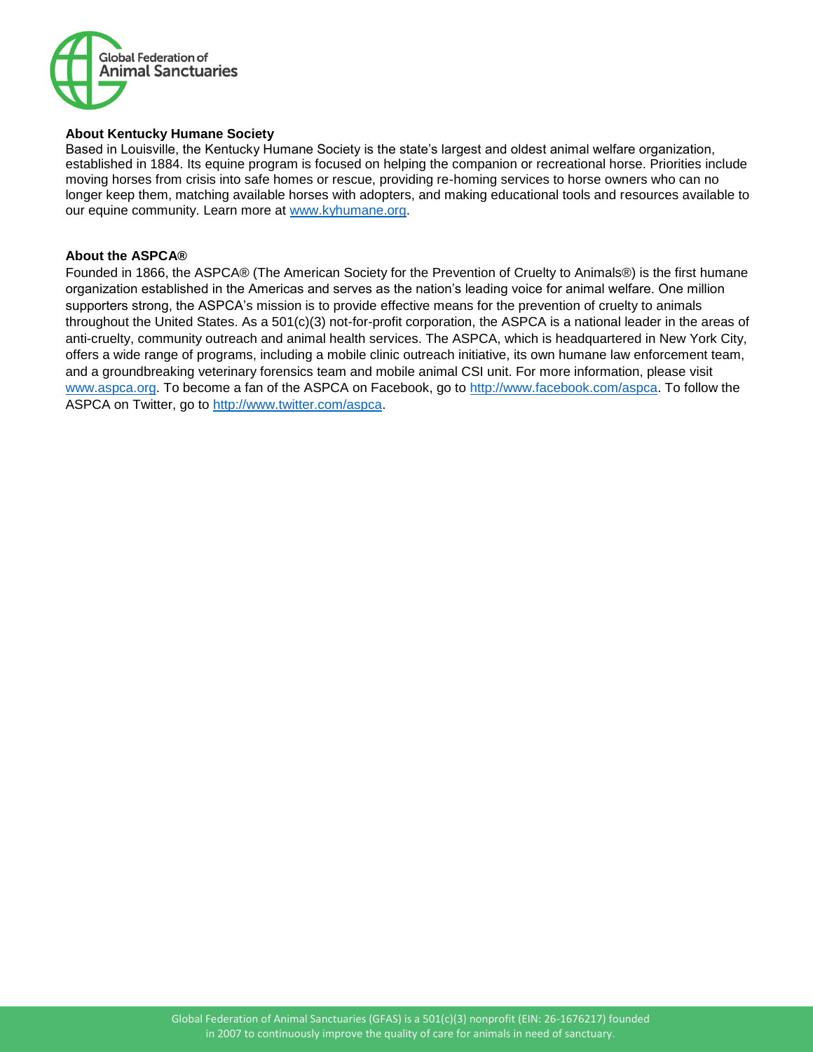**About Kentucky Humane Society**

Based in Louisville, the Kentucky Humane Society is the state's largest and oldest animal welfare organization, established in 1884. Its equine program is focused on helping the companion or recreational horse. Priorities include moving horses from crisis into safe homes or rescue, providing re-homing services to horse owners who can no longer keep them, matching available horses with adopters, and making educational tools and resources available to our equine community. Learn more at www.kyhumane.org.

**About the ASPCA®**

Founded in 1866, the ASPCA® (The American Society for the Prevention of Cruelty to Animals®) is the first humane organization established in the Americas and serves as the nation's leading voice for animal welfare. One million supporters strong, the ASPCA's mission is to provide effective means for the prevention of cruelty to animals throughout the United States. As a 501(c)(3) not-for-profit corporation, the ASPCA is a national leader in the areas of anti-cruelty, community outreach and animal health services. The ASPCA, which is headquartered in New York City, offers a wide range of programs, including a mobile clinic outreach initiative, its own humane law enforcement team, and a groundbreaking veterinary forensics team and mobile animal CSI unit. For more information, please visit www.aspca.org. To become a fan of the ASPCA on Facebook, go to http://www.facebook.com/aspca. To follow the ASPCA on Twitter, go to http://www.twitter.com/aspca.